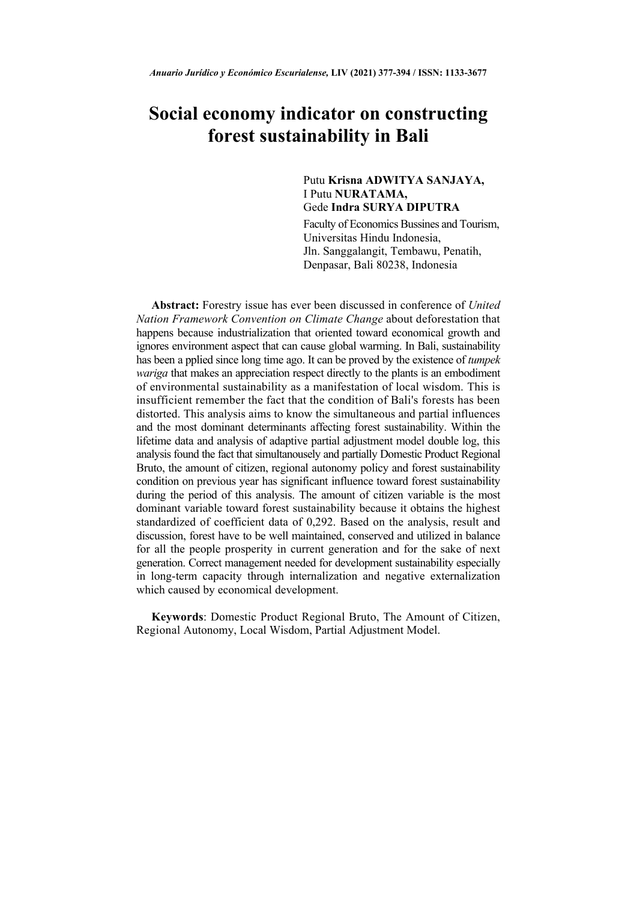# Social economy indicator on constructing forest sustainability in Bali

Putu **Krisna ADWITYA SANJAYA,**
I Putu **NURATAMA,**
Gede **Indra SURYA DIPUTRA**

Faculty of Economics Bussines and Tourism,
Universitas Hindu Indonesia,
Jln. Sanggalangit, Tembawu, Penatih,
Denpasar, Bali 80238, Indonesia

**Abstract:** Forestry issue has ever been discussed in conference of *United Nation Framework Convention on Climate Change* about deforestation that happens because industrialization that oriented toward economical growth and ignores environment aspect that can cause global warming. In Bali, sustainability has been a pplied since long time ago. It can be proved by the existence of *tumpek wariga* that makes an appreciation respect directly to the plants is an embodiment of environmental sustainability as a manifestation of local wisdom. This is insufficient remember the fact that the condition of Bali's forests has been distorted. This analysis aims to know the simultaneous and partial influences and the most dominant determinants affecting forest sustainability. Within the lifetime data and analysis of adaptive partial adjustment model double log, this analysis found the fact that simultanousely and partially Domestic Product Regional Bruto, the amount of citizen, regional autonomy policy and forest sustainability condition on previous year has significant influence toward forest sustainability during the period of this analysis. The amount of citizen variable is the most dominant variable toward forest sustainability because it obtains the highest standardized of coefficient data of 0,292. Based on the analysis, result and discussion, forest have to be well maintained, conserved and utilized in balance for all the people prosperity in current generation and for the sake of next generation. Correct management needed for development sustainability especially in long-term capacity through internalization and negative externalization which caused by economical development.

**Keywords**: Domestic Product Regional Bruto, The Amount of Citizen, Regional Autonomy, Local Wisdom, Partial Adjustment Model.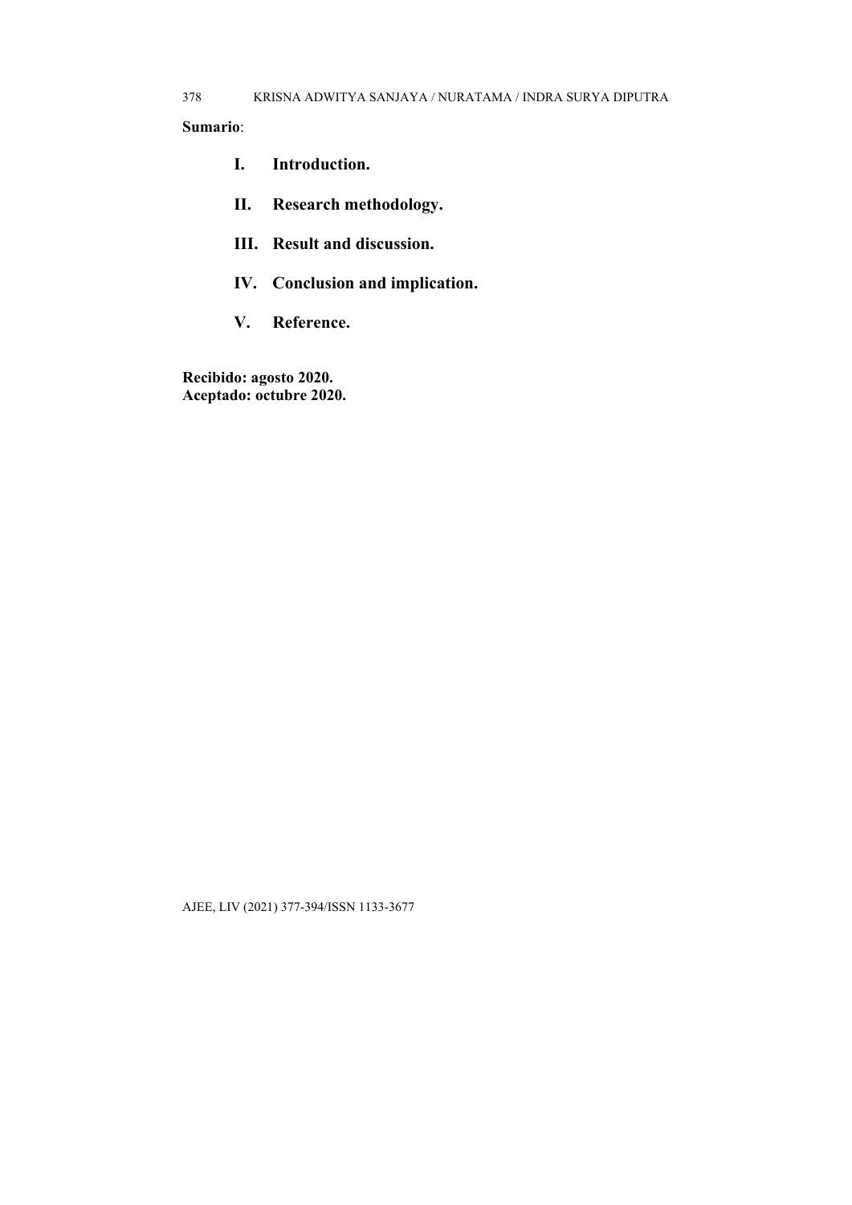**Sumario**:

- **I. Introduction.**
- **II. Research methodology.**
- **III. Result and discussion.**
- **IV. Conclusion and implication.**
- **V. Reference.**

**Recibido: agosto 2020.**
**Aceptado: octubre 2020.**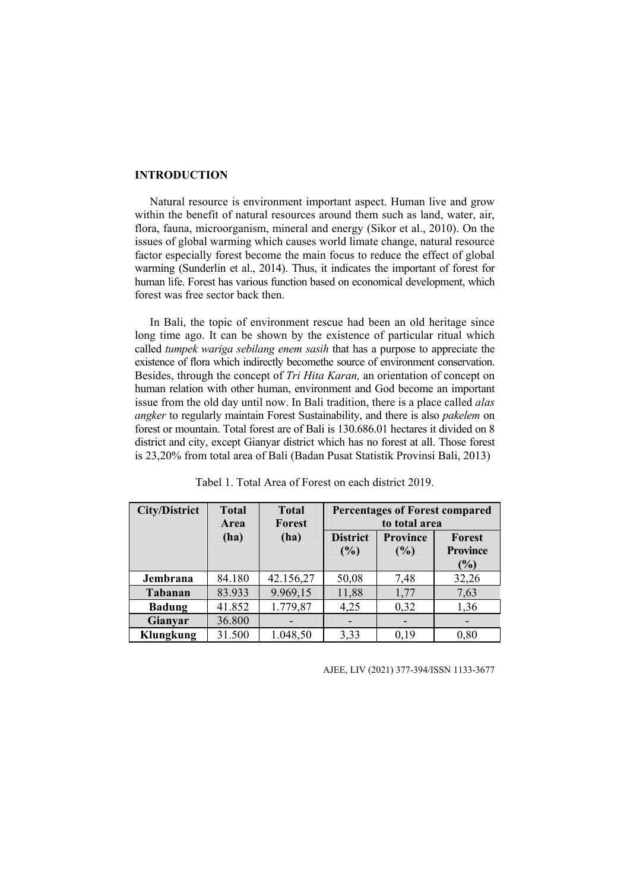## INTRODUCTION

Natural resource is environment important aspect. Human live and grow within the benefit of natural resources around them such as land, water, air, flora, fauna, microorganism, mineral and energy (Sikor et al., 2010). On the issues of global warming which causes world limate change, natural resource factor especially forest become the main focus to reduce the effect of global warming (Sunderlin et al., 2014). Thus, it indicates the important of forest for human life. Forest has various function based on economical development, which forest was free sector back then.

In Bali, the topic of environment rescue had been an old heritage since long time ago. It can be shown by the existence of particular ritual which called *tumpek wariga sebilang enem sasih* that has a purpose to appreciate the existence of flora which indirectly becomethe source of environment conservation. Besides, through the concept of *Tri Hita Karan,* an orientation of concept on human relation with other human, environment and God become an important issue from the old day until now. In Bali tradition, there is a place called *alas angker* to regularly maintain Forest Sustainability, and there is also *pakelem* on forest or mountain. Total forest are of Bali is 130.686.01 hectares it divided on 8 district and city, except Gianyar district which has no forest at all. Those forest is 23,20% from total area of Bali (Badan Pusat Statistik Provinsi Bali, 2013)

Tabel 1. Total Area of Forest on each district 2019.

| City/District | Total Area (ha) | Total Forest (ha) | Percentages of Forest compared to total area | | |
|---|---|---|---|---|---|
| | | | District (%) | Province (%) | Forest Province (%) |
| Jembrana | 84.180 | 42.156,27 | 50,08 | 7,48 | 32,26 |
| Tabanan | 83.933 | 9.969,15 | 11,88 | 1,77 | 7,63 |
| Badung | 41.852 | 1.779,87 | 4,25 | 0,32 | 1,36 |
| Gianyar | 36.800 | - | - | - | - |
| Klungkung | 31.500 | 1.048,50 | 3,33 | 0,19 | 0,80 |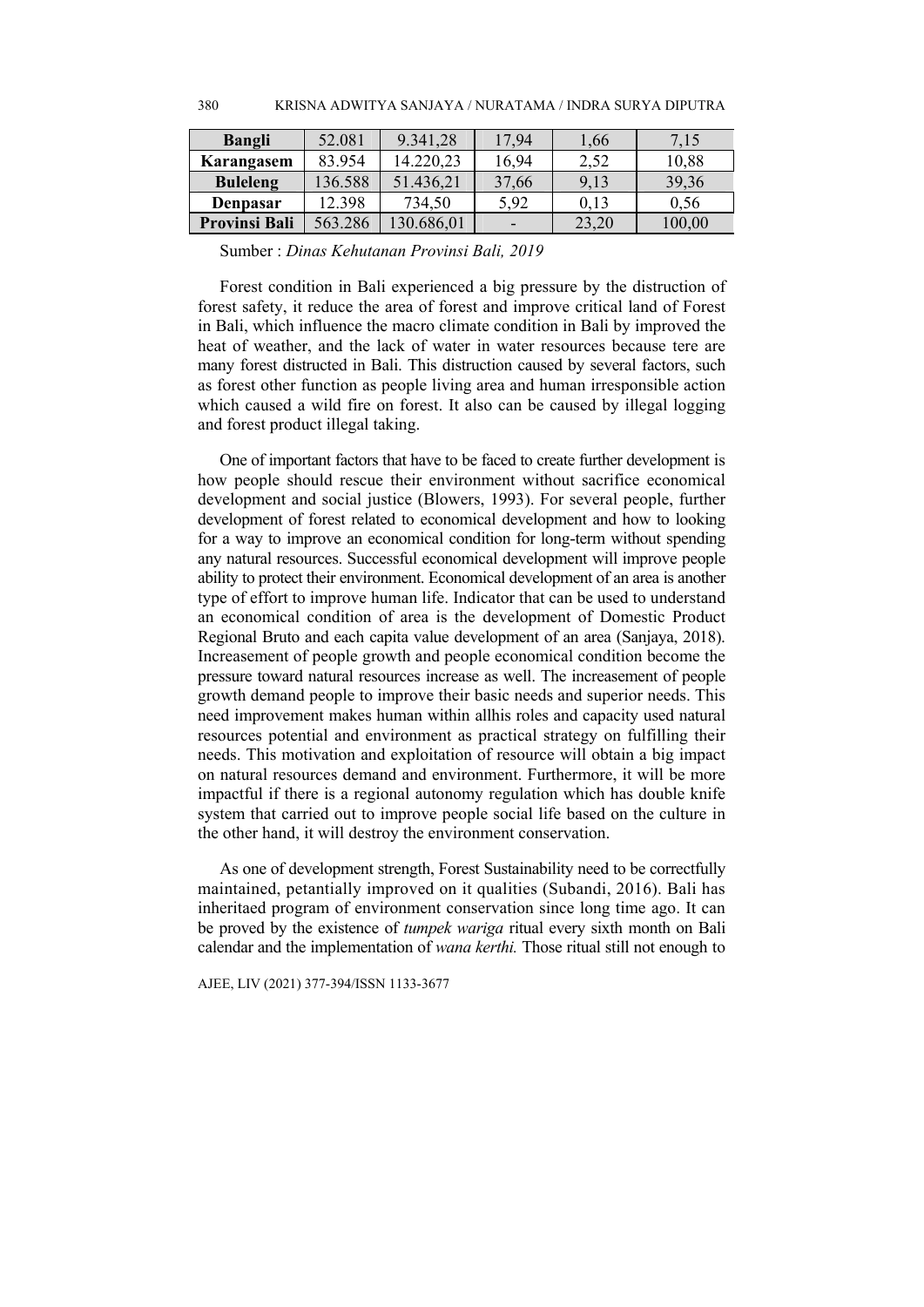| **Bangli** | 52.081 | 9.341,28 | 17,94 | 1,66 | 7,15 |
|---|---|---|---|---|---|
| **Karangasem** | 83.954 | 14.220,23 | 16,94 | 2,52 | 10,88 |
| **Buleleng** | 136.588 | 51.436,21 | 37,66 | 9,13 | 39,36 |
| **Denpasar** | 12.398 | 734,50 | 5,92 | 0,13 | 0,56 |
| **Provinsi Bali** | 563.286 | 130.686,01 | - | 23,20 | 100,00 |

Sumber : *Dinas Kehutanan Provinsi Bali, 2019*

Forest condition in Bali experienced a big pressure by the distruction of forest safety, it reduce the area of forest and improve critical land of Forest in Bali, which influence the macro climate condition in Bali by improved the heat of weather, and the lack of water in water resources because tere are many forest distructed in Bali. This distruction caused by several factors, such as forest other function as people living area and human irresponsible action which caused a wild fire on forest. It also can be caused by illegal logging and forest product illegal taking.

One of important factors that have to be faced to create further development is how people should rescue their environment without sacrifice economical development and social justice (Blowers, 1993). For several people, further development of forest related to economical development and how to looking for a way to improve an economical condition for long-term without spending any natural resources. Successful economical development will improve people ability to protect their environment. Economical development of an area is another type of effort to improve human life. Indicator that can be used to understand an economical condition of area is the development of Domestic Product Regional Bruto and each capita value development of an area (Sanjaya, 2018). Increasement of people growth and people economical condition become the pressure toward natural resources increase as well. The increasement of people growth demand people to improve their basic needs and superior needs. This need improvement makes human within allhis roles and capacity used natural resources potential and environment as practical strategy on fulfilling their needs. This motivation and exploitation of resource will obtain a big impact on natural resources demand and environment. Furthermore, it will be more impactful if there is a regional autonomy regulation which has double knife system that carried out to improve people social life based on the culture in the other hand, it will destroy the environment conservation.

As one of development strength, Forest Sustainability need to be correctfully maintained, petantially improved on it qualities (Subandi, 2016). Bali has inheritaed program of environment conservation since long time ago. It can be proved by the existence of *tumpek wariga* ritual every sixth month on Bali calendar and the implementation of *wana kerthi.* Those ritual still not enough to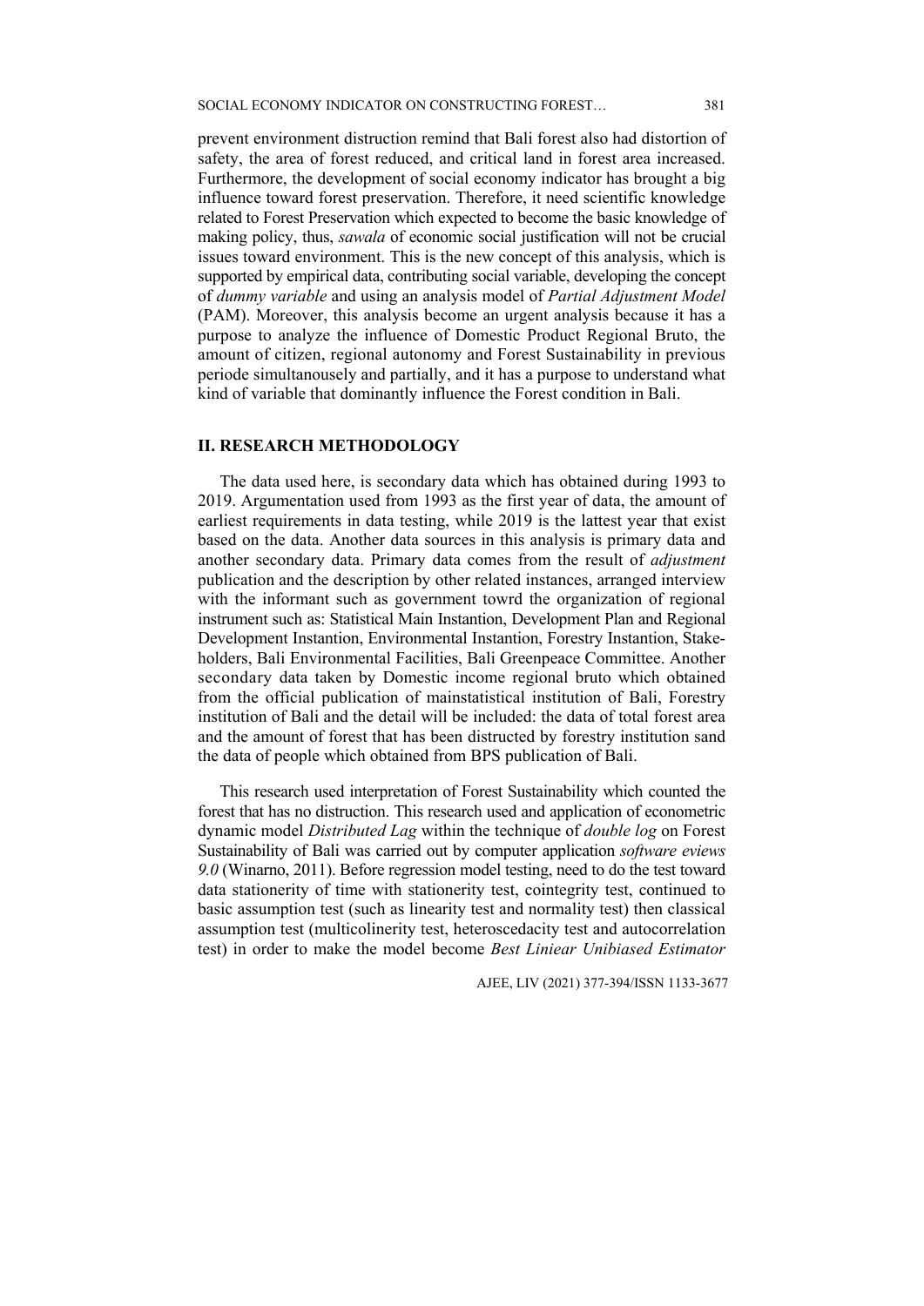prevent environment distruction remind that Bali forest also had distortion of safety, the area of forest reduced, and critical land in forest area increased. Furthermore, the development of social economy indicator has brought a big influence toward forest preservation. Therefore, it need scientific knowledge related to Forest Preservation which expected to become the basic knowledge of making policy, thus, *sawala* of economic social justification will not be crucial issues toward environment. This is the new concept of this analysis, which is supported by empirical data, contributing social variable, developing the concept of *dummy variable* and using an analysis model of *Partial Adjustment Model* (PAM). Moreover, this analysis become an urgent analysis because it has a purpose to analyze the influence of Domestic Product Regional Bruto, the amount of citizen, regional autonomy and Forest Sustainability in previous periode simultanously and partially, and it has a purpose to understand what kind of variable that dominantly influence the Forest condition in Bali.

## II. RESEARCH METHODOLOGY

The data used here, is secondary data which has obtained during 1993 to 2019. Argumentation used from 1993 as the first year of data, the amount of earliest requirements in data testing, while 2019 is the lattest year that exist based on the data. Another data sources in this analysis is primary data and another secondary data. Primary data comes from the result of *adjustment* publication and the description by other related instances, arranged interview with the informant such as government towrd the organization of regional instrument such as: Statistical Main Instantion, Development Plan and Regional Development Instantion, Environmental Instantion, Forestry Instantion, Stakeholders, Bali Environmental Facilities, Bali Greenpeace Committee. Another secondary data taken by Domestic income regional bruto which obtained from the official publication of mainstatistical institution of Bali, Forestry institution of Bali and the detail will be included: the data of total forest area and the amount of forest that has been distructed by forestry institution sand the data of people which obtained from BPS publication of Bali.

This research used interpretation of Forest Sustainability which counted the forest that has no distruction. This research used and application of econometric dynamic model *Distributed Lag* within the technique of *double log* on Forest Sustainability of Bali was carried out by computer application *software eviews 9.0* (Winarno, 2011). Before regression model testing, need to do the test toward data stationerity of time with stationerity test, cointegrity test, continued to basic assumption test (such as linearity test and normality test) then classical assumption test (multicolinerity test, heteroscedacity test and autocorrelation test) in order to make the model become *Best Liniear Unibiased Estimator*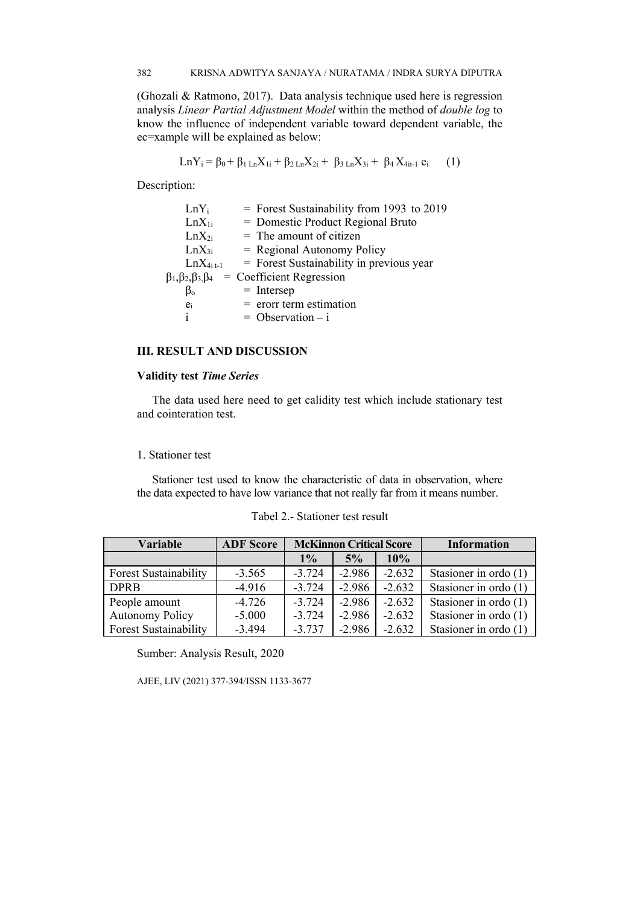(Ghozali & Ratmono, 2017). Data analysis technique used here is regression analysis *Linear Partial Adjustment Model* within the method of *double log* to know the influence of independent variable toward dependent variable, the ec=xample will be explained as below:

$$LnY_i = \beta_0 + \beta_{1\ Ln}X_{1i} + \beta_{2\ Ln}X_{2i} + \beta_{3\ Ln}X_{3i} + \beta_4\ X_{4it-1}\ e_i \quad (1)$$

Description:

- $LnY_i$ = Forest Sustainability from 1993 to 2019
- $LnX_{1i}$ = Domestic Product Regional Bruto
- $LnX_{2i}$ = The amount of citizen
- $LnX_{3i}$ = Regional Autonomy Policy
- $LnX_{4i\ t-1}$ = Forest Sustainability in previous year
- $\beta_1,\beta_2,\beta_3,\beta_4$ = Coefficient Regression
- $\beta_o$ = Intersep
- $e_i$ = erorr term estimation
- $i$ = Observation – i

## III. RESULT AND DISCUSSION

### Validity test *Time Series*

The data used here need to get calidity test which include stationary test and cointeration test.

1. Stationer test

Stationer test used to know the characteristic of data in observation, where the data expected to have low variance that not really far from it means number.

Tabel 2.- Stationer test result

| Variable | ADF Score | McKinnon Critical Score | | | Information |
|---|---|---|---|---|---|
| | | 1% | 5% | 10% | |
| Forest Sustainability | -3.565 | -3.724 | -2.986 | -2.632 | Stasioner in ordo (1) |
| DPRB | -4.916 | -3.724 | -2.986 | -2.632 | Stasioner in ordo (1) |
| People amount | -4.726 | -3.724 | -2.986 | -2.632 | Stasioner in ordo (1) |
| Autonomy Policy | -5.000 | -3.724 | -2.986 | -2.632 | Stasioner in ordo (1) |
| Forest Sustainability | -3.494 | -3.737 | -2.986 | -2.632 | Stasioner in ordo (1) |

Sumber: Analysis Result, 2020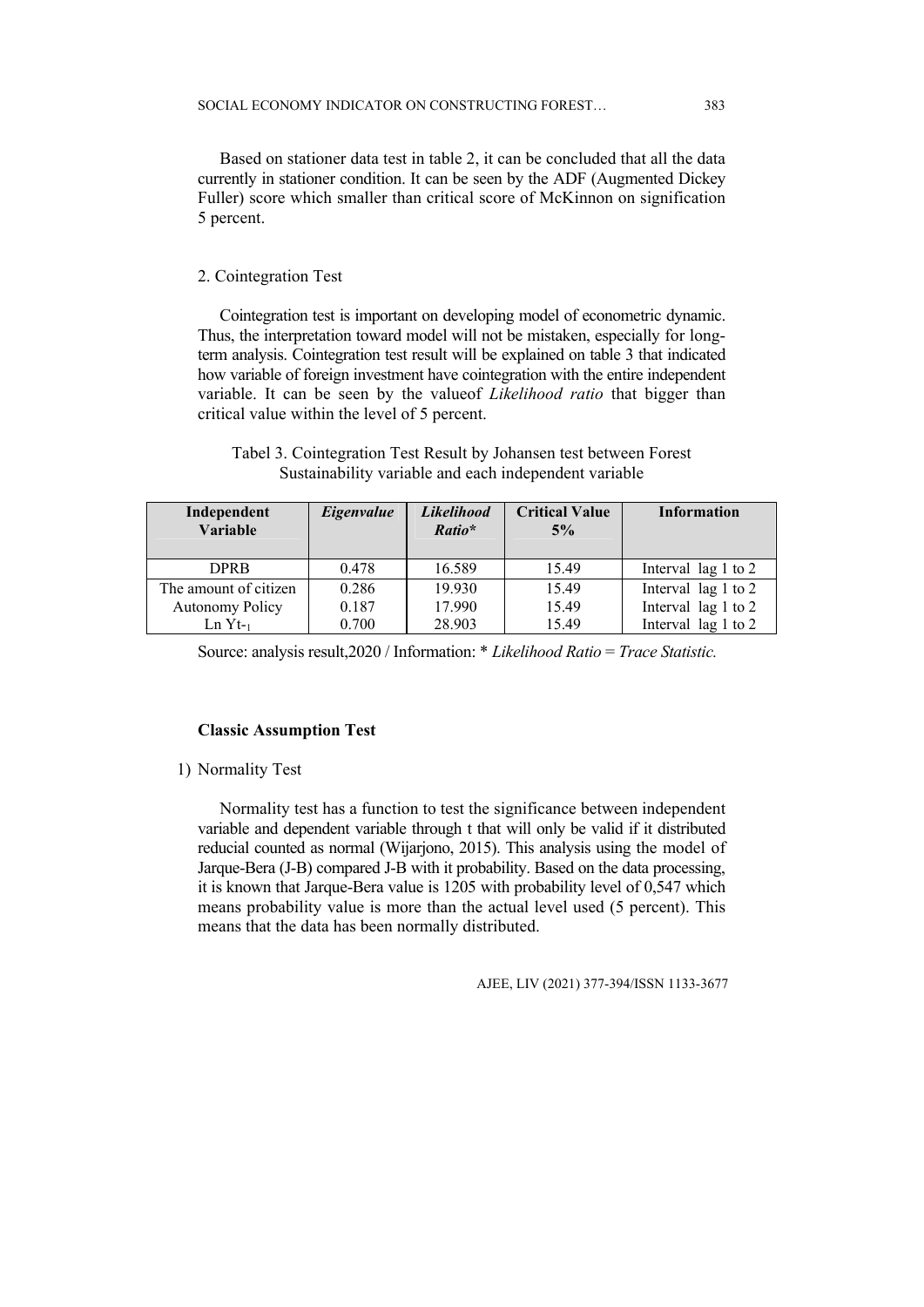Based on stationer data test in table 2, it can be concluded that all the data currently in stationer condition. It can be seen by the ADF (Augmented Dickey Fuller) score which smaller than critical score of McKinnon on signification 5 percent.

2. Cointegration Test

Cointegration test is important on developing model of econometric dynamic. Thus, the interpretation toward model will not be mistaken, especially for long-term analysis. Cointegration test result will be explained on table 3 that indicated how variable of foreign investment have cointegration with the entire independent variable. It can be seen by the valueof *Likelihood ratio* that bigger than critical value within the level of 5 percent.

Tabel 3. Cointegration Test Result by Johansen test between Forest Sustainability variable and each independent variable

| **Independent Variable** | ***Eigenvalue*** | ***Likelihood Ratio**** | **Critical Value 5%** | **Information** |
|---|---|---|---|---|
| DPRB | 0.478 | 16.589 | 15.49 | Interval lag 1 to 2 |
| The amount of citizen | 0.286 | 19.930 | 15.49 | Interval lag 1 to 2 |
| Autonomy Policy | 0.187 | 17.990 | 15.49 | Interval lag 1 to 2 |
| Ln $Yt_{-1}$ | 0.700 | 28.903 | 15.49 | Interval lag 1 to 2 |

Source: analysis result,2020 / Information: * *Likelihood Ratio* = *Trace Statistic.*

**Classic Assumption Test**

1) Normality Test

Normality test has a function to test the significance between independent variable and dependent variable through t that will only be valid if it distributed reducial counted as normal (Wijarjono, 2015). This analysis using the model of Jarque-Bera (J-B) compared J-B with it probability. Based on the data processing, it is known that Jarque-Bera value is 1205 with probability level of 0,547 which means probability value is more than the actual level used (5 percent). This means that the data has been normally distributed.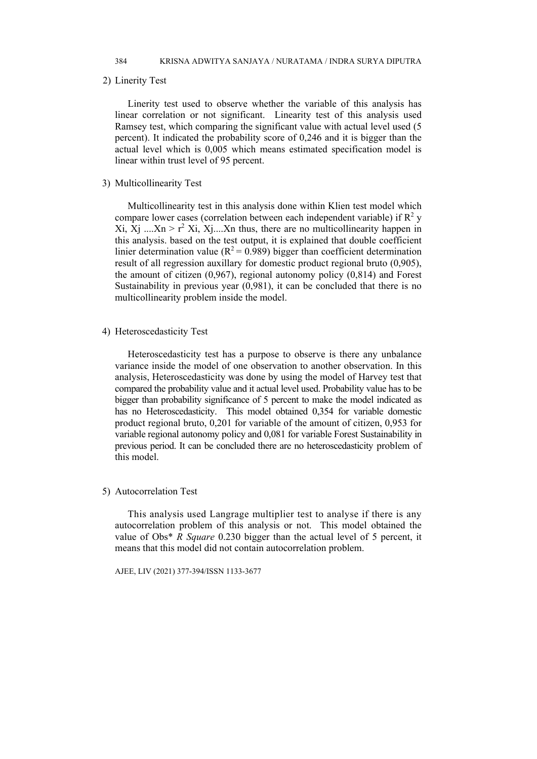2) Linerity Test

Linerity test used to observe whether the variable of this analysis has linear correlation or not significant. Linearity test of this analysis used Ramsey test, which comparing the significant value with actual level used (5 percent). It indicated the probability score of 0,246 and it is bigger than the actual level which is 0,005 which means estimated specification model is linear within trust level of 95 percent.

3) Multicollinearity Test

Multicollinearity test in this analysis done within Klien test model which compare lower cases (correlation between each independent variable) if $R^2$ y Xi, Xj ....Xn > $r^2$ Xi, Xj....Xn thus, there are no multicollinearity happen in this analysis. based on the test output, it is explained that double coefficient linier determination value ($R^2 = 0.989$) bigger than coefficient determination result of all regression auxillary for domestic product regional bruto (0,905), the amount of citizen (0,967), regional autonomy policy (0,814) and Forest Sustainability in previous year (0,981), it can be concluded that there is no multicollinearity problem inside the model.

4) Heteroscedasticity Test

Heteroscedasticity test has a purpose to observe is there any unbalance variance inside the model of one observation to another observation. In this analysis, Heteroscedasticity was done by using the model of Harvey test that compared the probability value and it actual level used. Probability value has to be bigger than probability significance of 5 percent to make the model indicated as has no Heteroscedasticity. This model obtained 0,354 for variable domestic product regional bruto, 0,201 for variable of the amount of citizen, 0,953 for variable regional autonomy policy and 0,081 for variable Forest Sustainability in previous period. It can be concluded there are no heteroscedasticity problem of this model.

5) Autocorrelation Test

This analysis used Langrage multiplier test to analyse if there is any autocorrelation problem of this analysis or not. This model obtained the value of Obs* *R Square* 0.230 bigger than the actual level of 5 percent, it means that this model did not contain autocorrelation problem.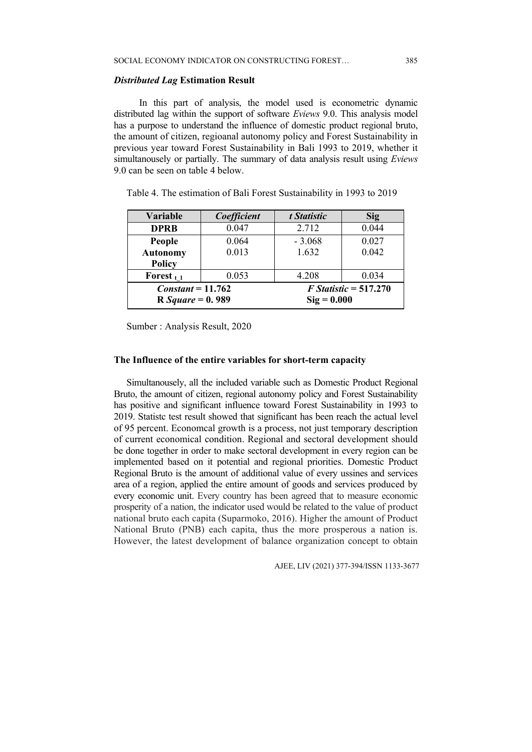### *Distributed Lag* Estimation Result

In this part of analysis, the model used is econometric dynamic distributed lag within the support of software *Eviews* 9.0. This analysis model has a purpose to understand the influence of domestic product regional bruto, the amount of citizen, regioanal autonomy policy and Forest Sustainability in previous year toward Forest Sustainability in Bali 1993 to 2019, whether it simultanousely or partially. The summary of data analysis result using *Eviews* 9.0 can be seen on table 4 below.

Table 4. The estimation of Bali Forest Sustainability in 1993 to 2019

| Variable | *Coefficient* | *t Statistic* | Sig |
|---|---|---|---|
| **DPRB** | 0.047 | 2.712 | 0.044 |
| **People** | 0.064 | - 3.068 | 0.027 |
| **Autonomy Policy** | 0.013 | 1.632 | 0.042 |
| **Forest $_{t\_1}$** | 0.053 | 4.208 | 0.034 |
| ***Constant* = 11.762** | | ***F Statistic* = 517.270** | |
| **R *Square* = 0. 989** | | **Sig = 0.000** | |

Sumber : Analysis Result, 2020

### The Influence of the entire variables for short-term capacity

Simultanousely, all the included variable such as Domestic Product Regional Bruto, the amount of citizen, regional autonomy policy and Forest Sustainability has positive and significant influence toward Forest Sustainability in 1993 to 2019. Statistc test result showed that significant has been reach the actual level of 95 percent. Economcal growth is a process, not just temporary description of current economical condition. Regional and sectoral development should be done together in order to make sectoral development in every region can be implemented based on it potential and regional priorities. Domestic Product Regional Bruto is the amount of additional value of every ussines and services area of a region, applied the entire amount of goods and services produced by every economic unit. Every country has been agreed that to measure economic prosperity of a nation, the indicator used would be related to the value of product national bruto each capita (Suparmoko, 2016). Higher the amount of Product National Bruto (PNB) each capita, thus the more prosperous a nation is. However, the latest development of balance organization concept to obtain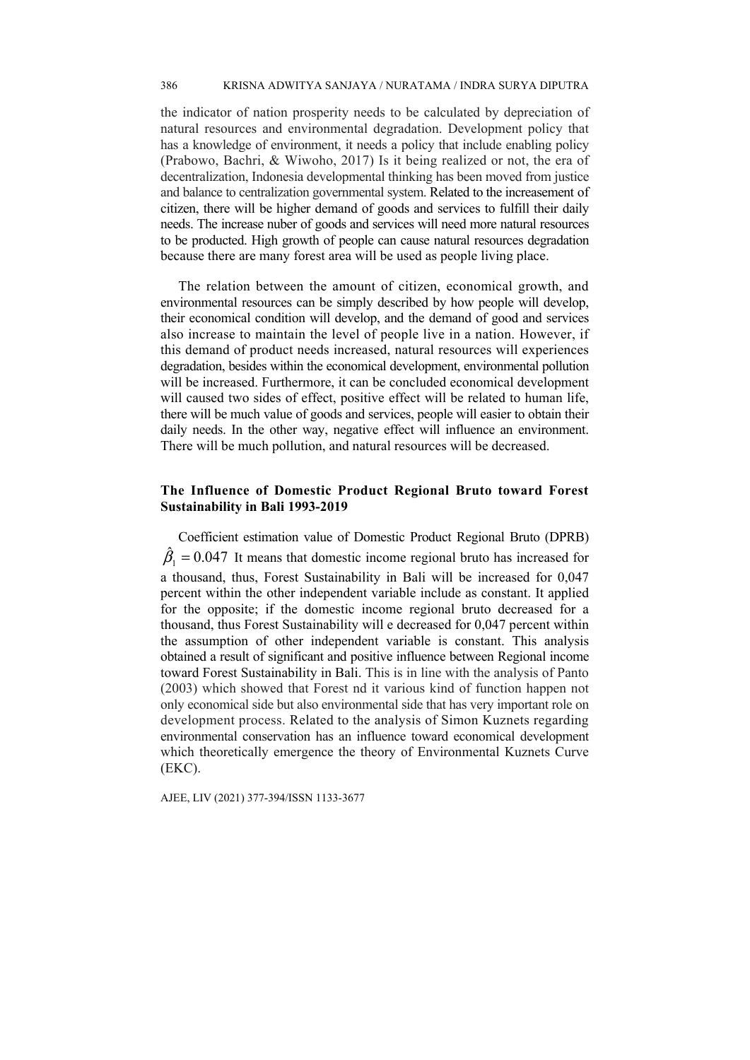the indicator of nation prosperity needs to be calculated by depreciation of natural resources and environmental degradation. Development policy that has a knowledge of environment, it needs a policy that include enabling policy (Prabowo, Bachri, & Wiwoho, 2017) Is it being realized or not, the era of decentralization, Indonesia developmental thinking has been moved from justice and balance to centralization governmental system. Related to the increasement of citizen, there will be higher demand of goods and services to fulfill their daily needs. The increase nuber of goods and services will need more natural resources to be producted. High growth of people can cause natural resources degradation because there are many forest area will be used as people living place.

The relation between the amount of citizen, economical growth, and environmental resources can be simply described by how people will develop, their economical condition will develop, and the demand of good and services also increase to maintain the level of people live in a nation. However, if this demand of product needs increased, natural resources will experiences degradation, besides within the economical development, environmental pollution will be increased. Furthermore, it can be concluded economical development will caused two sides of effect, positive effect will be related to human life, there will be much value of goods and services, people will easier to obtain their daily needs. In the other way, negative effect will influence an environment. There will be much pollution, and natural resources will be decreased.

### The Influence of Domestic Product Regional Bruto toward Forest Sustainability in Bali 1993-2019

Coefficient estimation value of Domestic Product Regional Bruto (DPRB) $\hat{\beta}_1 = 0.047$ It means that domestic income regional bruto has increased for a thousand, thus, Forest Sustainability in Bali will be increased for 0,047 percent within the other independent variable include as constant. It applied for the opposite; if the domestic income regional bruto decreased for a thousand, thus Forest Sustainability will e decreased for 0,047 percent within the assumption of other independent variable is constant. This analysis obtained a result of significant and positive influence between Regional income toward Forest Sustainability in Bali. This is in line with the analysis of Panto (2003) which showed that Forest nd it various kind of function happen not only economical side but also environmental side that has very important role on development process. Related to the analysis of Simon Kuznets regarding environmental conservation has an influence toward economical development which theoretically emergence the theory of Environmental Kuznets Curve (EKC).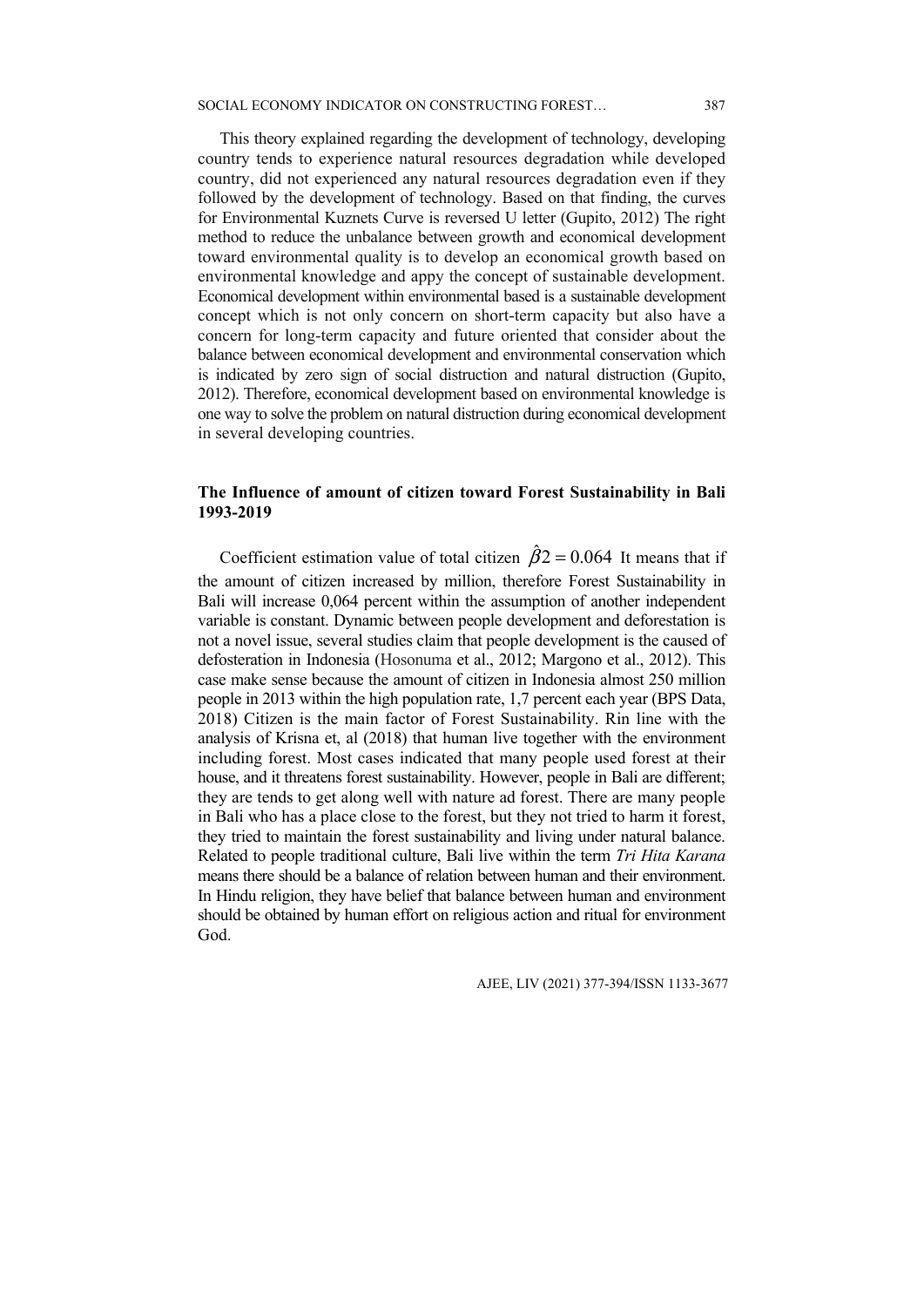This theory explained regarding the development of technology, developing country tends to experience natural resources degradation while developed country, did not experienced any natural resources degradation even if they followed by the development of technology. Based on that finding, the curves for Environmental Kuznets Curve is reversed U letter (Gupito, 2012) The right method to reduce the unbalance between growth and economical development toward environmental quality is to develop an economical growth based on environmental knowledge and appy the concept of sustainable development. Economical development within environmental based is a sustainable development concept which is not only concern on short-term capacity but also have a concern for long-term capacity and future oriented that consider about the balance between economical development and environmental conservation which is indicated by zero sign of social distruction and natural distruction (Gupito, 2012). Therefore, economical development based on environmental knowledge is one way to solve the problem on natural distruction during economical development in several developing countries.

### The Influence of amount of citizen toward Forest Sustainability in Bali 1993-2019

Coefficient estimation value of total citizen $\hat{\beta}2 = 0.064$ It means that if the amount of citizen increased by million, therefore Forest Sustainability in Bali will increase 0,064 percent within the assumption of another independent variable is constant. Dynamic between people development and deforestation is not a novel issue, several studies claim that people development is the caused of defosteration in Indonesia (Hosonuma et al., 2012; Margono et al., 2012). This case make sense because the amount of citizen in Indonesia almost 250 million people in 2013 within the high population rate, 1,7 percent each year (BPS Data, 2018) Citizen is the main factor of Forest Sustainability. Rin line with the analysis of Krisna et, al (2018) that human live together with the environment including forest. Most cases indicated that many people used forest at their house, and it threatens forest sustainability. However, people in Bali are different; they are tends to get along well with nature ad forest. There are many people in Bali who has a place close to the forest, but they not tried to harm it forest, they tried to maintain the forest sustainability and living under natural balance. Related to people traditional culture, Bali live within the term *Tri Hita Karana* means there should be a balance of relation between human and their environment. In Hindu religion, they have belief that balance between human and environment should be obtained by human effort on religious action and ritual for environment God.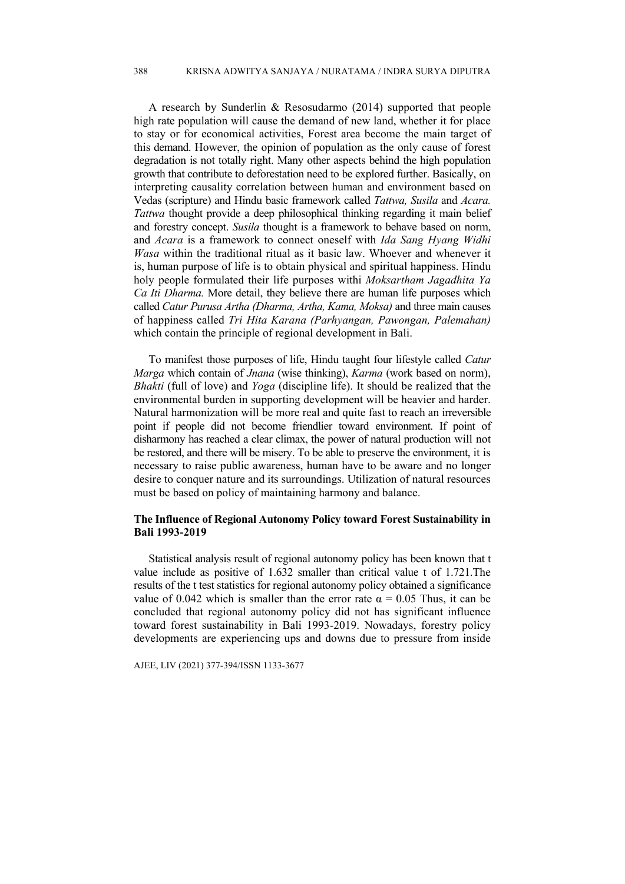A research by Sunderlin & Resosudarmo (2014) supported that people high rate population will cause the demand of new land, whether it for place to stay or for economical activities, Forest area become the main target of this demand. However, the opinion of population as the only cause of forest degradation is not totally right. Many other aspects behind the high population growth that contribute to deforestation need to be explored further. Basically, on interpreting causality correlation between human and environment based on Vedas (scripture) and Hindu basic framework called *Tattwa, Susila* and *Acara. Tattwa* thought provide a deep philosophical thinking regarding it main belief and forestry concept. *Susila* thought is a framework to behave based on norm, and *Acara* is a framework to connect oneself with *Ida Sang Hyang Widhi Wasa* within the traditional ritual as it basic law. Whoever and whenever it is, human purpose of life is to obtain physical and spiritual happiness. Hindu holy people formulated their life purposes withi *Moksartham Jagadhita Ya Ca Iti Dharma.* More detail, they believe there are human life purposes which called *Catur Purusa Artha (Dharma, Artha, Kama, Moksa)* and three main causes of happiness called *Tri Hita Karana (Parhyangan, Pawongan, Palemahan)* which contain the principle of regional development in Bali.

To manifest those purposes of life, Hindu taught four lifestyle called *Catur Marga* which contain of *Jnana* (wise thinking), *Karma* (work based on norm), *Bhakti* (full of love) and *Yoga* (discipline life). It should be realized that the environmental burden in supporting development will be heavier and harder. Natural harmonization will be more real and quite fast to reach an irreversible point if people did not become friendlier toward environment. If point of disharmony has reached a clear climax, the power of natural production will not be restored, and there will be misery. To be able to preserve the environment, it is necessary to raise public awareness, human have to be aware and no longer desire to conquer nature and its surroundings. Utilization of natural resources must be based on policy of maintaining harmony and balance.

### The Influence of Regional Autonomy Policy toward Forest Sustainability in Bali 1993-2019

Statistical analysis result of regional autonomy policy has been known that t value include as positive of 1.632 smaller than critical value t of 1.721.The results of the t test statistics for regional autonomy policy obtained a significance value of 0.042 which is smaller than the error rate $\alpha = 0.05$ Thus, it can be concluded that regional autonomy policy did not has significant influence toward forest sustainability in Bali 1993-2019. Nowadays, forestry policy developments are experiencing ups and downs due to pressure from inside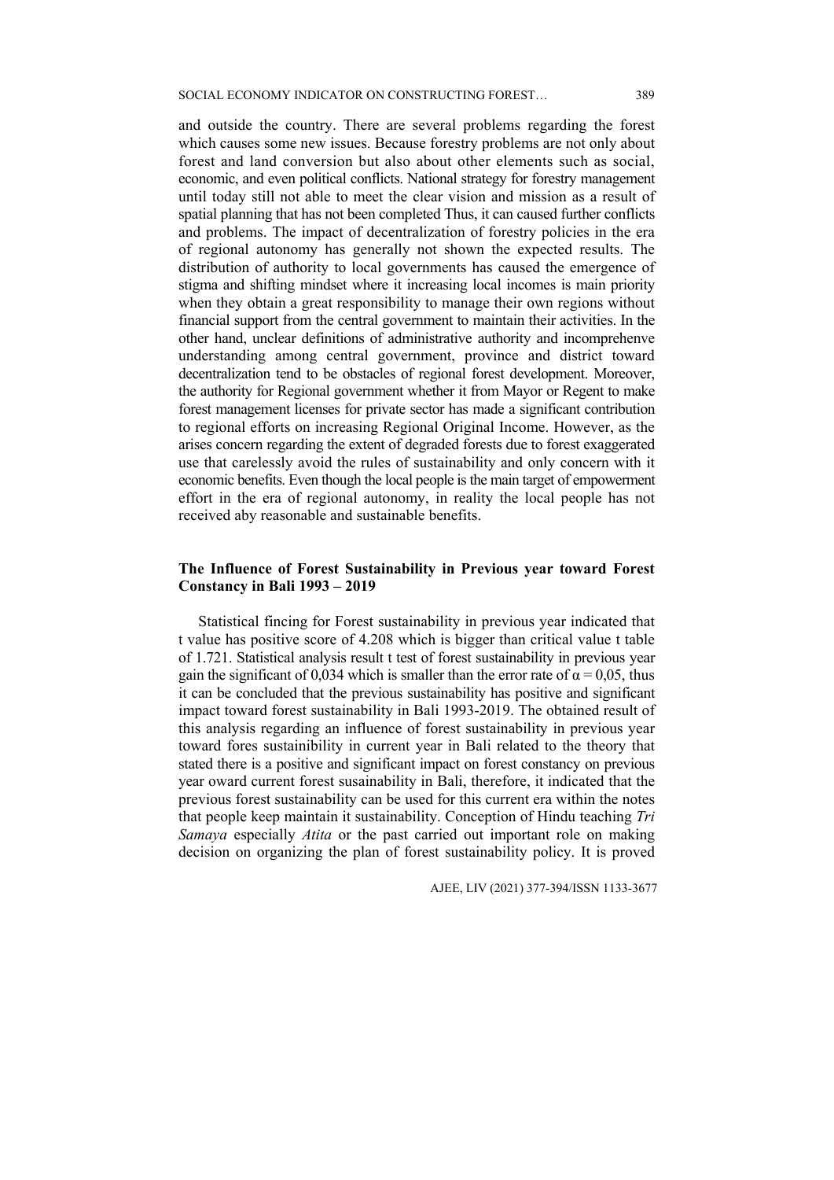and outside the country. There are several problems regarding the forest which causes some new issues. Because forestry problems are not only about forest and land conversion but also about other elements such as social, economic, and even political conflicts. National strategy for forestry management until today still not able to meet the clear vision and mission as a result of spatial planning that has not been completed Thus, it can caused further conflicts and problems. The impact of decentralization of forestry policies in the era of regional autonomy has generally not shown the expected results. The distribution of authority to local governments has caused the emergence of stigma and shifting mindset where it increasing local incomes is main priority when they obtain a great responsibility to manage their own regions without financial support from the central government to maintain their activities. In the other hand, unclear definitions of administrative authority and incomprehenve understanding among central government, province and district toward decentralization tend to be obstacles of regional forest development. Moreover, the authority for Regional government whether it from Mayor or Regent to make forest management licenses for private sector has made a significant contribution to regional efforts on increasing Regional Original Income. However, as the arises concern regarding the extent of degraded forests due to forest exaggerated use that carelessly avoid the rules of sustainability and only concern with it economic benefits. Even though the local people is the main target of empowerment effort in the era of regional autonomy, in reality the local people has not received aby reasonable and sustainable benefits.

## The Influence of Forest Sustainability in Previous year toward Forest Constancy in Bali 1993 – 2019

Statistical fincing for Forest sustainability in previous year indicated that t value has positive score of 4.208 which is bigger than critical value t table of 1.721. Statistical analysis result t test of forest sustainability in previous year gain the significant of 0,034 which is smaller than the error rate of $\alpha = 0,05$, thus it can be concluded that the previous sustainability has positive and significant impact toward forest sustainability in Bali 1993-2019. The obtained result of this analysis regarding an influence of forest sustainability in previous year toward fores sustainibility in current year in Bali related to the theory that stated there is a positive and significant impact on forest constancy on previous year oward current forest susainability in Bali, therefore, it indicated that the previous forest sustainability can be used for this current era within the notes that people keep maintain it sustainability. Conception of Hindu teaching *Tri Samaya* especially *Atita* or the past carried out important role on making decision on organizing the plan of forest sustainability policy. It is proved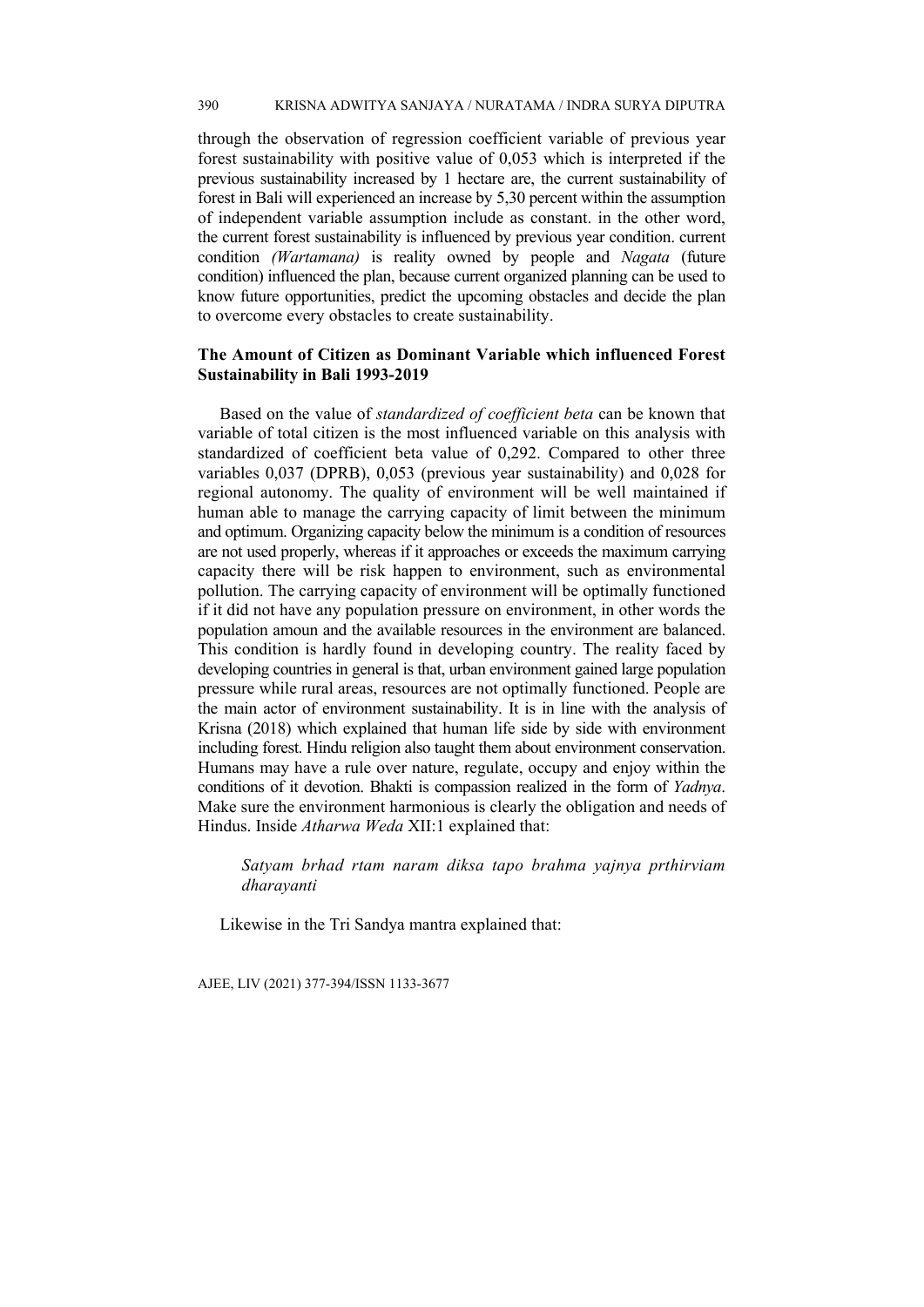through the observation of regression coefficient variable of previous year forest sustainability with positive value of 0,053 which is interpreted if the previous sustainability increased by 1 hectare are, the current sustainability of forest in Bali will experienced an increase by 5,30 percent within the assumption of independent variable assumption include as constant. in the other word, the current forest sustainability is influenced by previous year condition. current condition *(Wartamana)* is reality owned by people and *Nagata* (future condition) influenced the plan, because current organized planning can be used to know future opportunities, predict the upcoming obstacles and decide the plan to overcome every obstacles to create sustainability.

### The Amount of Citizen as Dominant Variable which influenced Forest Sustainability in Bali 1993-2019

Based on the value of *standardized of coefficient beta* can be known that variable of total citizen is the most influenced variable on this analysis with standardized of coefficient beta value of 0,292. Compared to other three variables 0,037 (DPRB), 0,053 (previous year sustainability) and 0,028 for regional autonomy. The quality of environment will be well maintained if human able to manage the carrying capacity of limit between the minimum and optimum. Organizing capacity below the minimum is a condition of resources are not used properly, whereas if it approaches or exceeds the maximum carrying capacity there will be risk happen to environment, such as environmental pollution. The carrying capacity of environment will be optimally functioned if it did not have any population pressure on environment, in other words the population amoun and the available resources in the environment are balanced. This condition is hardly found in developing country. The reality faced by developing countries in general is that, urban environment gained large population pressure while rural areas, resources are not optimally functioned. People are the main actor of environment sustainability. It is in line with the analysis of Krisna (2018) which explained that human life side by side with environment including forest. Hindu religion also taught them about environment conservation. Humans may have a rule over nature, regulate, occupy and enjoy within the conditions of it devotion. Bhakti is compassion realized in the form of *Yadnya*. Make sure the environment harmonious is clearly the obligation and needs of Hindus. Inside *Atharwa Weda* XII:1 explained that:

> *Satyam brhad rtam naram diksa tapo brahma yajnya prthirviam dharayanti*

Likewise in the Tri Sandya mantra explained that: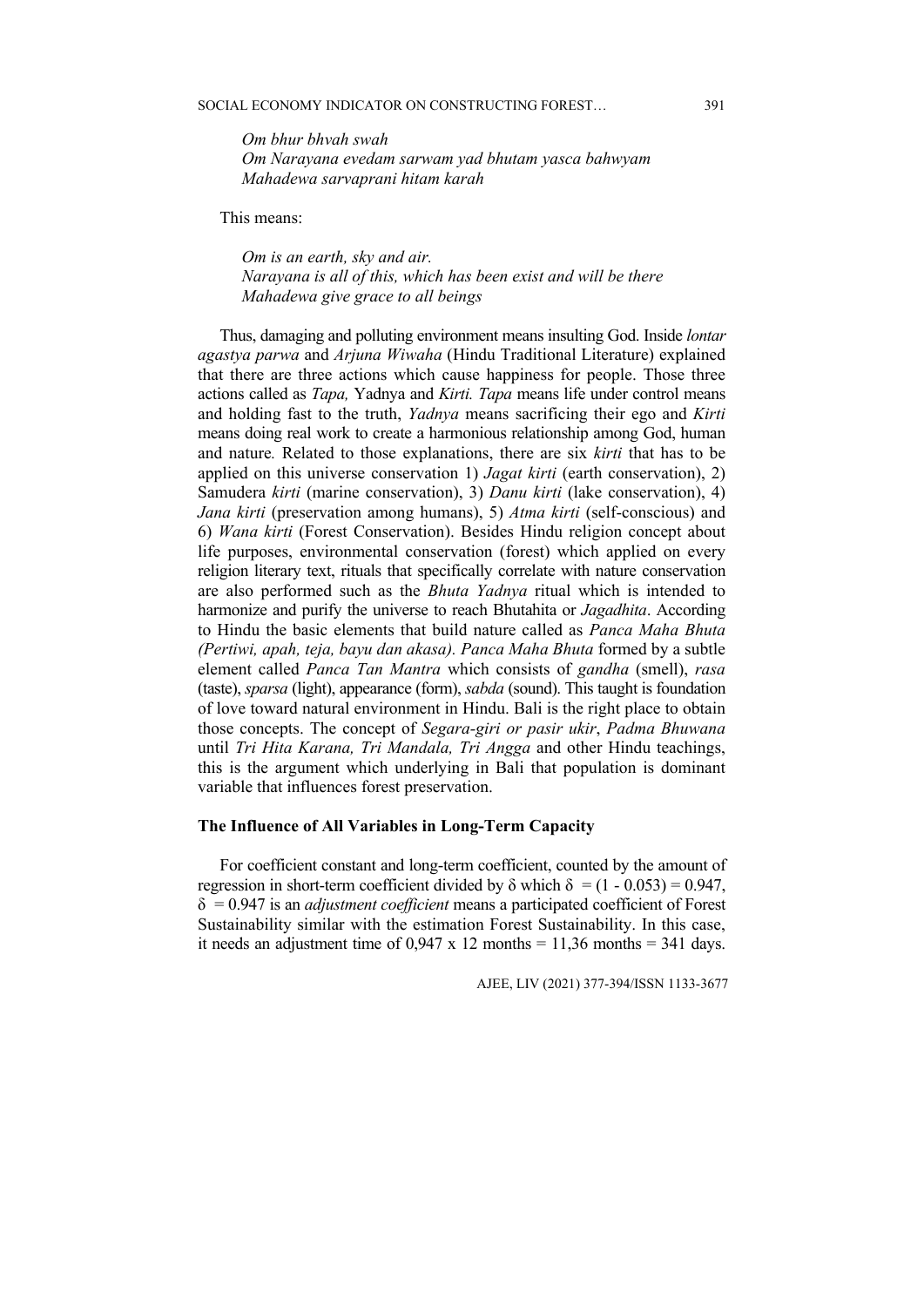*Om bhur bhvah swah*
*Om Narayana evedam sarwam yad bhutam yasca bahwyam*
*Mahadewa sarvaprani hitam karah*

This means:

*Om is an earth, sky and air.*
*Narayana is all of this, which has been exist and will be there*
*Mahadewa give grace to all beings*

Thus, damaging and polluting environment means insulting God. Inside *lontar agastya parwa* and *Arjuna Wiwaha* (Hindu Traditional Literature) explained that there are three actions which cause happiness for people. Those three actions called as *Tapa,* Yadnya and *Kirti. Tapa* means life under control means and holding fast to the truth, *Yadnya* means sacrificing their ego and *Kirti* means doing real work to create a harmonious relationship among God, human and nature. Related to those explanations, there are six *kirti* that has to be applied on this universe conservation 1) *Jagat kirti* (earth conservation), 2) Samudera *kirti* (marine conservation), 3) *Danu kirti* (lake conservation), 4) *Jana kirti* (preservation among humans), 5) *Atma kirti* (self-conscious) and 6) *Wana kirti* (Forest Conservation). Besides Hindu religion concept about life purposes, environmental conservation (forest) which applied on every religion literary text, rituals that specifically correlate with nature conservation are also performed such as the *Bhuta Yadnya* ritual which is intended to harmonize and purify the universe to reach Bhutahita or *Jagadhita*. According to Hindu the basic elements that build nature called as *Panca Maha Bhuta (Pertiwi, apah, teja, bayu dan akasa)*. *Panca Maha Bhuta* formed by a subtle element called *Panca Tan Mantra* which consists of *gandha* (smell), *rasa* (taste), *sparsa* (light), appearance (form), *sabda* (sound). This taught is foundation of love toward natural environment in Hindu. Bali is the right place to obtain those concepts. The concept of *Segara-giri or pasir ukir*, *Padma Bhuwana* until *Tri Hita Karana, Tri Mandala, Tri Angga* and other Hindu teachings, this is the argument which underlying in Bali that population is dominant variable that influences forest preservation.

### The Influence of All Variables in Long-Term Capacity

For coefficient constant and long-term coefficient, counted by the amount of regression in short-term coefficient divided by $\delta$ which $\delta = (1 - 0.053) = 0.947$, $\delta = 0.947$ is an *adjustment coefficient* means a participated coefficient of Forest Sustainability similar with the estimation Forest Sustainability. In this case, it needs an adjustment time of 0,947 x 12 months = 11,36 months = 341 days.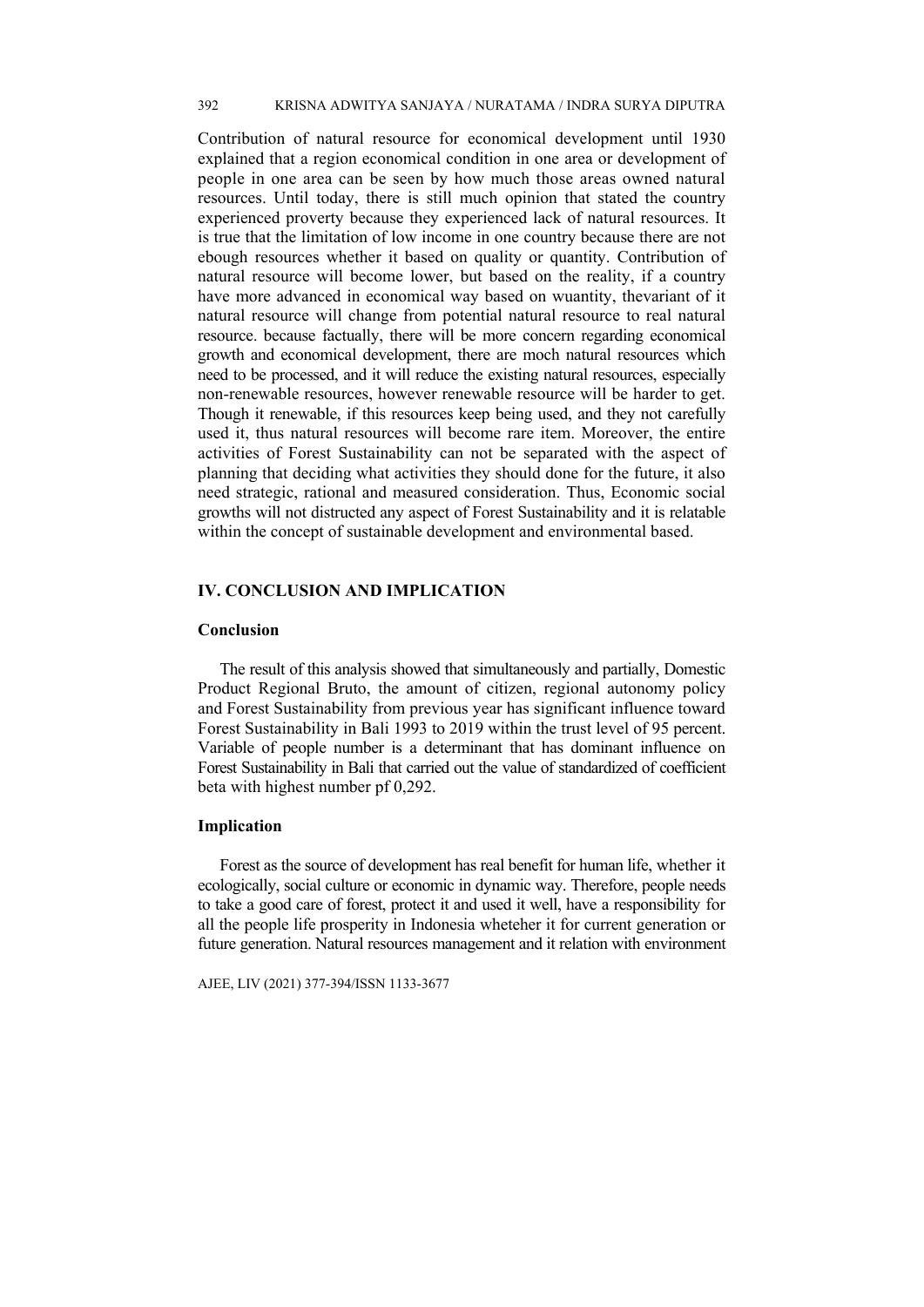Contribution of natural resource for economical development until 1930 explained that a region economical condition in one area or development of people in one area can be seen by how much those areas owned natural resources. Until today, there is still much opinion that stated the country experienced proverty because they experienced lack of natural resources. It is true that the limitation of low income in one country because there are not ebough resources whether it based on quality or quantity. Contribution of natural resource will become lower, but based on the reality, if a country have more advanced in economical way based on wuantity, thevariant of it natural resource will change from potential natural resource to real natural resource. because factually, there will be more concern regarding economical growth and economical development, there are moch natural resources which need to be processed, and it will reduce the existing natural resources, especially non-renewable resources, however renewable resource will be harder to get. Though it renewable, if this resources keep being used, and they not carefully used it, thus natural resources will become rare item. Moreover, the entire activities of Forest Sustainability can not be separated with the aspect of planning that deciding what activities they should done for the future, it also need strategic, rational and measured consideration. Thus, Economic social growths will not distructed any aspect of Forest Sustainability and it is relatable within the concept of sustainable development and environmental based.

## IV. CONCLUSION AND IMPLICATION

### Conclusion

The result of this analysis showed that simultaneously and partially, Domestic Product Regional Bruto, the amount of citizen, regional autonomy policy and Forest Sustainability from previous year has significant influence toward Forest Sustainability in Bali 1993 to 2019 within the trust level of 95 percent. Variable of people number is a determinant that has dominant influence on Forest Sustainability in Bali that carried out the value of standardized of coefficient beta with highest number pf 0,292.

### Implication

Forest as the source of development has real benefit for human life, whether it ecologically, social culture or economic in dynamic way. Therefore, people needs to take a good care of forest, protect it and used it well, have a responsibility for all the people life prosperity in Indonesia wheteher it for current generation or future generation. Natural resources management and it relation with environment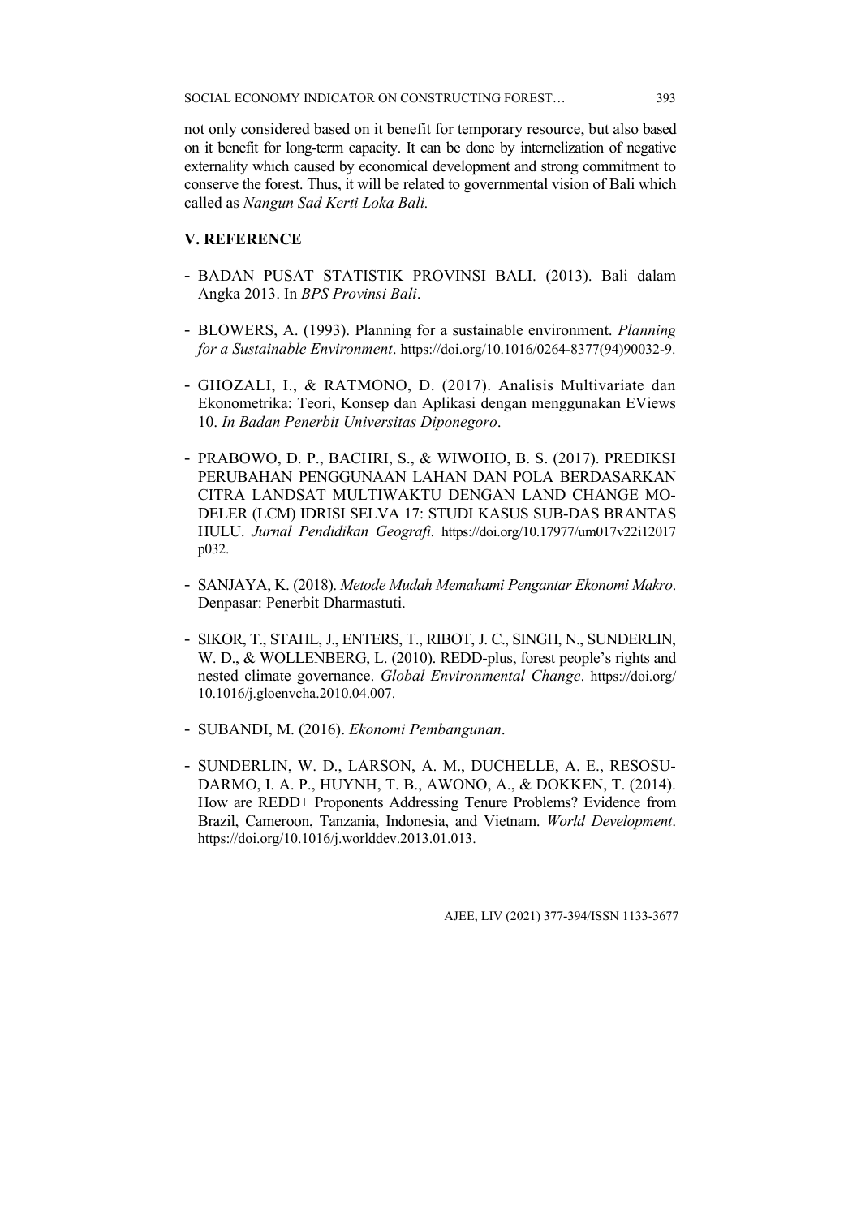not only considered based on it benefit for temporary resource, but also based on it benefit for long-term capacity. It can be done by internelization of negative externality which caused by economical development and strong commitment to conserve the forest. Thus, it will be related to governmental vision of Bali which called as *Nangun Sad Kerti Loka Bali.*

## V. REFERENCE

- BADAN PUSAT STATISTIK PROVINSI BALI. (2013). Bali dalam Angka 2013. In *BPS Provinsi Bali*.
- BLOWERS, A. (1993). Planning for a sustainable environment. *Planning for a Sustainable Environment*. https://doi.org/10.1016/0264-8377(94)90032-9.
- GHOZALI, I., & RATMONO, D. (2017). Analisis Multivariate dan Ekonometrika: Teori, Konsep dan Aplikasi dengan menggunakan EViews 10. *In Badan Penerbit Universitas Diponegoro*.
- PRABOWO, D. P., BACHRI, S., & WIWOHO, B. S. (2017). PREDIKSI PERUBAHAN PENGGUNAAN LAHAN DAN POLA BERDASARKAN CITRA LANDSAT MULTIWAKTU DENGAN LAND CHANGE MODELER (LCM) IDRISI SELVA 17: STUDI KASUS SUB-DAS BRANTAS HULU. *Jurnal Pendidikan Geografi*. https://doi.org/10.17977/um017v22i12017p032.
- SANJAYA, K. (2018). *Metode Mudah Memahami Pengantar Ekonomi Makro*. Denpasar: Penerbit Dharmastuti.
- SIKOR, T., STAHL, J., ENTERS, T., RIBOT, J. C., SINGH, N., SUNDERLIN, W. D., & WOLLENBERG, L. (2010). REDD-plus, forest people's rights and nested climate governance. *Global Environmental Change*. https://doi.org/10.1016/j.gloenvcha.2010.04.007.
- SUBANDI, M. (2016). *Ekonomi Pembangunan*.
- SUNDERLIN, W. D., LARSON, A. M., DUCHELLE, A. E., RESOSUDARMO, I. A. P., HUYNH, T. B., AWONO, A., & DOKKEN, T. (2014). How are REDD+ Proponents Addressing Tenure Problems? Evidence from Brazil, Cameroon, Tanzania, Indonesia, and Vietnam. *World Development*. https://doi.org/10.1016/j.worlddev.2013.01.013.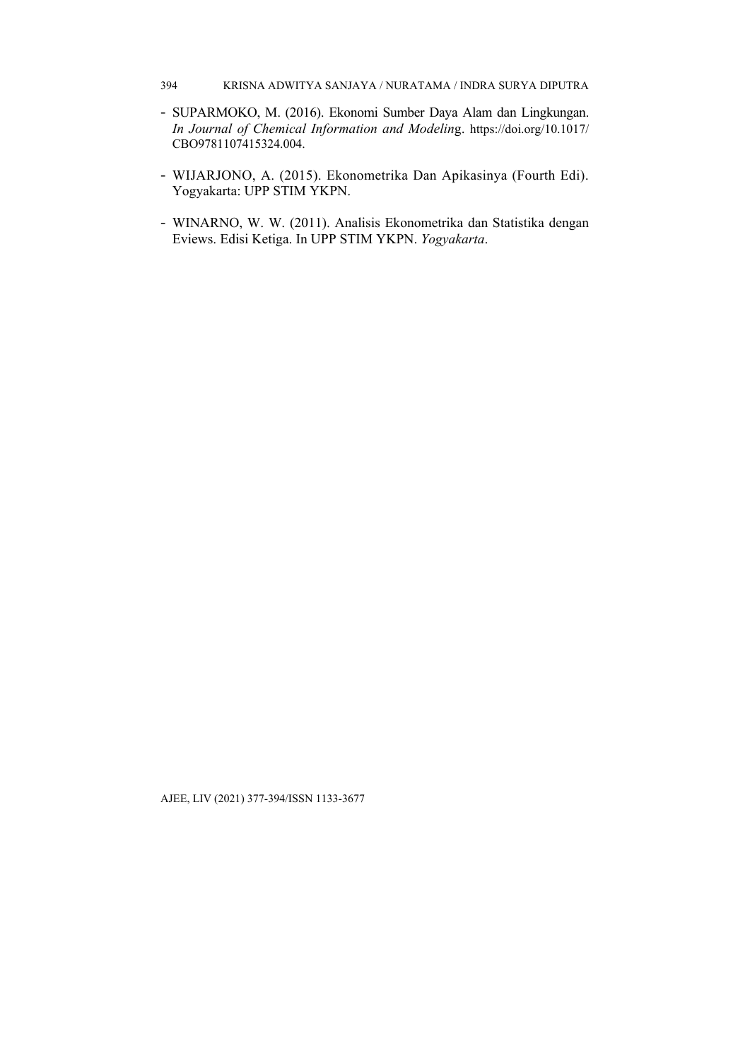- SUPARMOKO, M. (2016). Ekonomi Sumber Daya Alam dan Lingkungan. *In Journal of Chemical Information and Modelin*g. https://doi.org/10.1017/CBO9781107415324.004.

- WIJARJONO, A. (2015). Ekonometrika Dan Apikasinya (Fourth Edi). Yogyakarta: UPP STIM YKPN.

- WINARNO, W. W. (2011). Analisis Ekonometrika dan Statistika dengan Eviews. Edisi Ketiga. In UPP STIM YKPN. *Yogyakarta*.